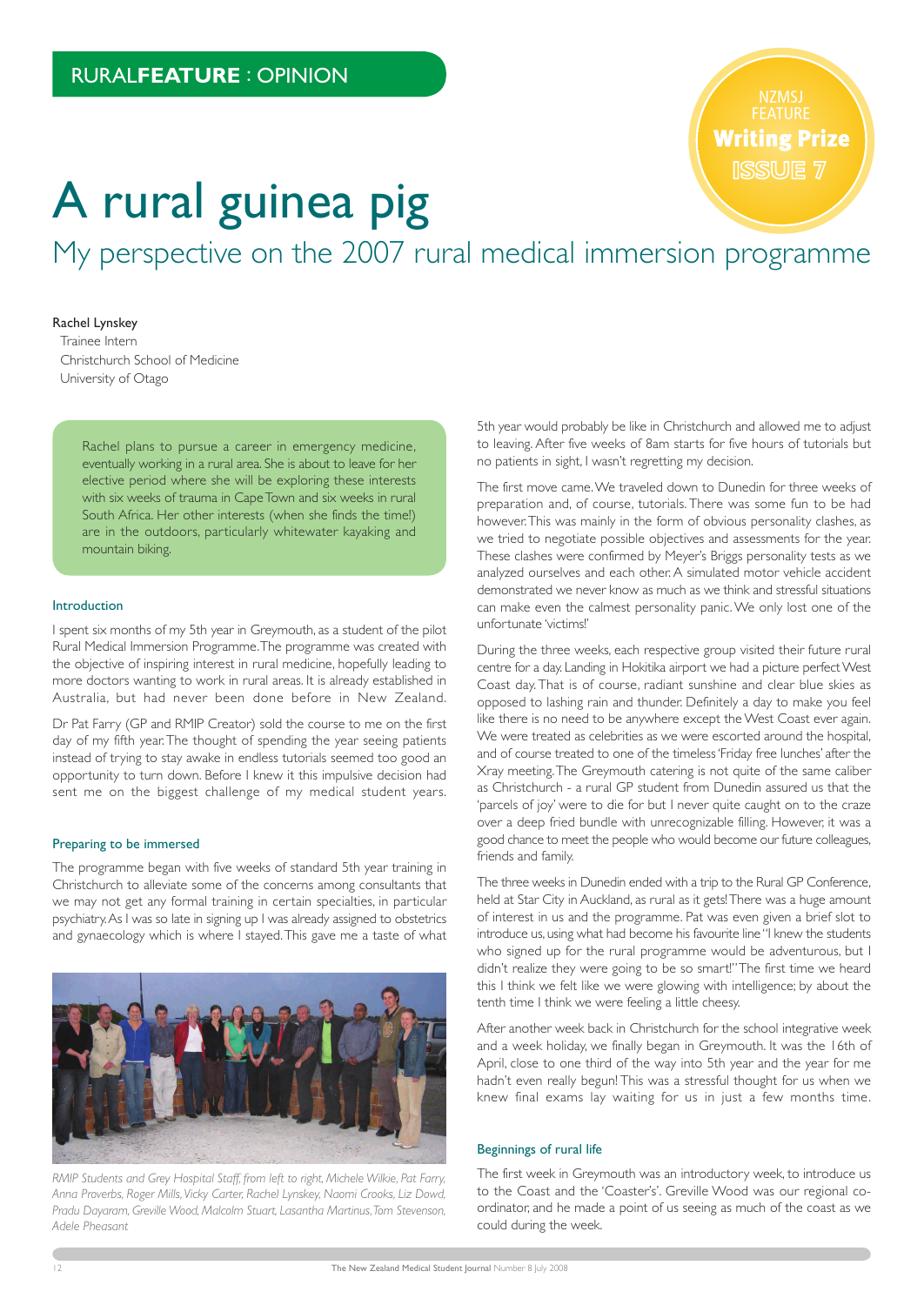RURAL**FEATURE** : OPINION

NZMSJ FEATURE **Writing Prize** ISSUE 7

# A rural guinea pig

## My perspective on the 2007 rural medical immersion programme

Rachel Lynskey
Trainee Intern
Christchurch School of Medicine
University of Otago

Rachel plans to pursue a career in emergency medicine, eventually working in a rural area. She is about to leave for her elective period where she will be exploring these interests with six weeks of trauma in Cape Town and six weeks in rural South Africa. Her other interests (when she finds the time!) are in the outdoors, particularly whitewater kayaking and mountain biking.

### Introduction

I spent six months of my 5th year in Greymouth, as a student of the pilot Rural Medical Immersion Programme. The programme was created with the objective of inspiring interest in rural medicine, hopefully leading to more doctors wanting to work in rural areas. It is already established in Australia, but had never been done before in New Zealand.

Dr Pat Farry (GP and RMIP Creator) sold the course to me on the first day of my fifth year. The thought of spending the year seeing patients instead of trying to stay awake in endless tutorials seemed too good an opportunity to turn down. Before I knew it this impulsive decision had sent me on the biggest challenge of my medical student years.

### Preparing to be immersed

The programme began with five weeks of standard 5th year training in Christchurch to alleviate some of the concerns among consultants that we may not get any formal training in certain specialties, in particular psychiatry. As I was so late in signing up I was already assigned to obstetrics and gynaecology which is where I stayed. This gave me a taste of what 5th year would probably be like in Christchurch and allowed me to adjust to leaving. After five weeks of 8am starts for five hours of tutorials but no patients in sight, I wasn't regretting my decision.

*RMIP Students and Grey Hospital Staff, from left to right, Michele Wilkie, Pat Farry, Anna Proverbs, Roger Mills, Vicky Carter, Rachel Lynskey, Naomi Crooks, Liz Dowd, Pradu Dayaram, Greville Wood, Malcolm Stuart, Lasantha Martinus, Tom Stevenson, Adele Pheasant*

The first move came. We traveled down to Dunedin for three weeks of preparation and, of course, tutorials. There was some fun to be had however. This was mainly in the form of obvious personality clashes, as we tried to negotiate possible objectives and assessments for the year. These clashes were confirmed by Meyer's Briggs personality tests as we analyzed ourselves and each other. A simulated motor vehicle accident demonstrated we never know as much as we think and stressful situations can make even the calmest personality panic. We only lost one of the unfortunate 'victims!'

During the three weeks, each respective group visited their future rural centre for a day. Landing in Hokitika airport we had a picture perfect West Coast day. That is of course, radiant sunshine and clear blue skies as opposed to lashing rain and thunder. Definitely a day to make you feel like there is no need to be anywhere except the West Coast ever again. We were treated as celebrities as we were escorted around the hospital, and of course treated to one of the timeless 'Friday free lunches' after the Xray meeting. The Greymouth catering is not quite of the same caliber as Christchurch - a rural GP student from Dunedin assured us that the 'parcels of joy' were to die for but I never quite caught on to the craze over a deep fried bundle with unrecognizable filling. However, it was a good chance to meet the people who would become our future colleagues, friends and family.

The three weeks in Dunedin ended with a trip to the Rural GP Conference, held at Star City in Auckland, as rural as it gets! There was a huge amount of interest in us and the programme. Pat was even given a brief slot to introduce us, using what had become his favourite line "I knew the students who signed up for the rural programme would be adventurous, but I didn't realize they were going to be so smart!" The first time we heard this I think we felt like we were glowing with intelligence; by about the tenth time I think we were feeling a little cheesy.

After another week back in Christchurch for the school integrative week and a week holiday, we finally began in Greymouth. It was the 16th of April, close to one third of the way into 5th year and the year for me hadn't even really begun! This was a stressful thought for us when we knew final exams lay waiting for us in just a few months time.

### Beginnings of rural life

The first week in Greymouth was an introductory week, to introduce us to the Coast and the 'Coaster's'. Greville Wood was our regional co-ordinator, and he made a point of us seeing as much of the coast as we could during the week.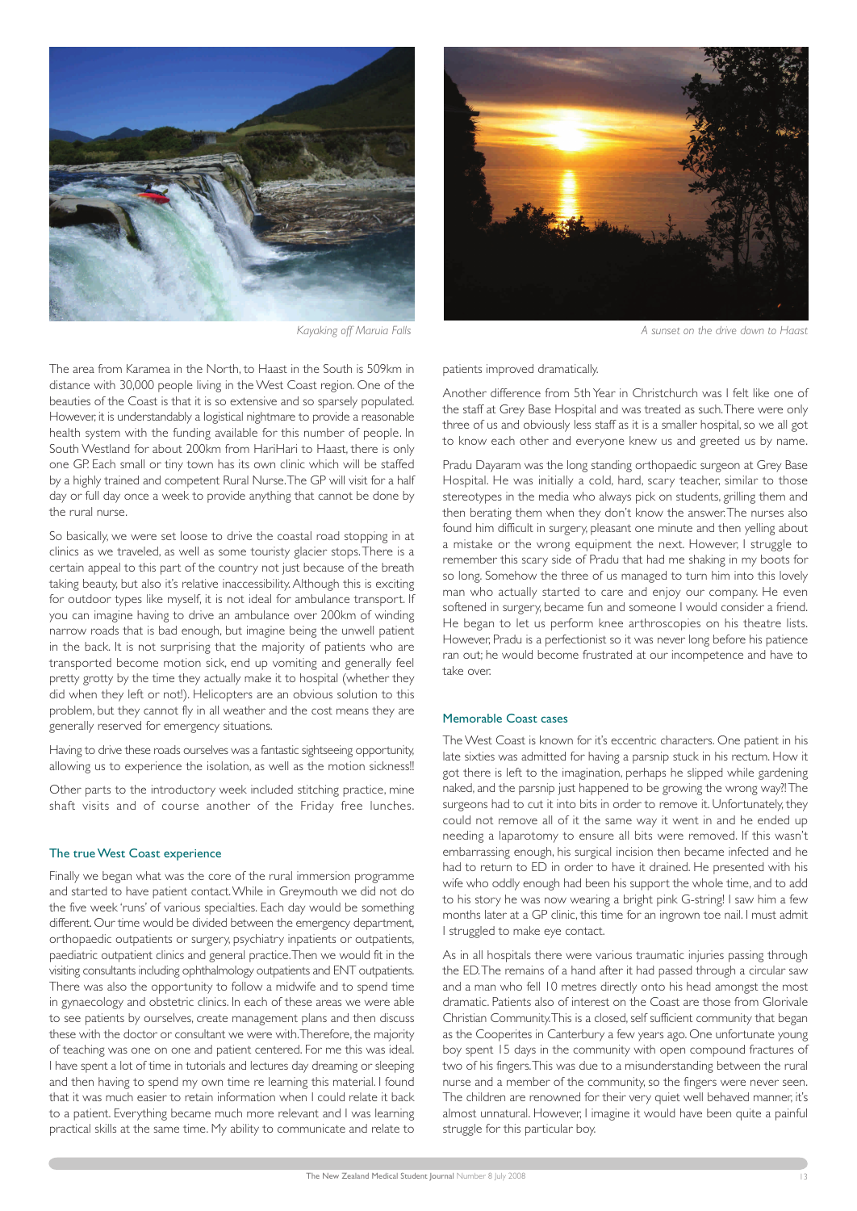*Kayaking off Maruia Falls*

*A sunset on the drive down to Haast*

The area from Karamea in the North, to Haast in the South is 509km in distance with 30,000 people living in the West Coast region. One of the beauties of the Coast is that it is so extensive and so sparsely populated. However, it is understandably a logistical nightmare to provide a reasonable health system with the funding available for this number of people. In South Westland for about 200km from HariHari to Haast, there is only one GP. Each small or tiny town has its own clinic which will be staffed by a highly trained and competent Rural Nurse. The GP will visit for a half day or full day once a week to provide anything that cannot be done by the rural nurse.

So basically, we were set loose to drive the coastal road stopping in at clinics as we traveled, as well as some touristy glacier stops. There is a certain appeal to this part of the country not just because of the breath taking beauty, but also it's relative inaccessibility. Although this is exciting for outdoor types like myself, it is not ideal for ambulance transport. If you can imagine having to drive an ambulance over 200km of winding narrow roads that is bad enough, but imagine being the unwell patient in the back. It is not surprising that the majority of patients who are transported become motion sick, end up vomiting and generally feel pretty grotty by the time they actually make it to hospital (whether they did when they left or not!). Helicopters are an obvious solution to this problem, but they cannot fly in all weather and the cost means they are generally reserved for emergency situations.

Having to drive these roads ourselves was a fantastic sightseeing opportunity, allowing us to experience the isolation, as well as the motion sickness!!

Other parts to the introductory week included stitching practice, mine shaft visits and of course another of the Friday free lunches.

### The true West Coast experience

Finally we began what was the core of the rural immersion programme and started to have patient contact. While in Greymouth we did not do the five week 'runs' of various specialties. Each day would be something different. Our time would be divided between the emergency department, orthopaedic outpatients or surgery, psychiatry inpatients or outpatients, paediatric outpatient clinics and general practice. Then we would fit in the visiting consultants including ophthalmology outpatients and ENT outpatients. There was also the opportunity to follow a midwife and to spend time in gynaecology and obstetric clinics. In each of these areas we were able to see patients by ourselves, create management plans and then discuss these with the doctor or consultant we were with. Therefore, the majority of teaching was one on one and patient centered. For me this was ideal. I have spent a lot of time in tutorials and lectures day dreaming or sleeping and then having to spend my own time re learning this material. I found that it was much easier to retain information when I could relate it back to a patient. Everything became much more relevant and I was learning practical skills at the same time. My ability to communicate and relate to patients improved dramatically.

Another difference from 5th Year in Christchurch was I felt like one of the staff at Grey Base Hospital and was treated as such. There were only three of us and obviously less staff as it is a smaller hospital, so we all got to know each other and everyone knew us and greeted us by name.

Pradu Dayaram was the long standing orthopaedic surgeon at Grey Base Hospital. He was initially a cold, hard, scary teacher, similar to those stereotypes in the media who always pick on students, grilling them and then berating them when they don't know the answer. The nurses also found him difficult in surgery, pleasant one minute and then yelling about a mistake or the wrong equipment the next. However, I struggle to remember this scary side of Pradu that had me shaking in my boots for so long. Somehow the three of us managed to turn him into this lovely man who actually started to care and enjoy our company. He even softened in surgery, became fun and someone I would consider a friend. He began to let us perform knee arthroscopies on his theatre lists. However, Pradu is a perfectionist so it was never long before his patience ran out; he would become frustrated at our incompetence and have to take over.

### Memorable Coast cases

The West Coast is known for it's eccentric characters. One patient in his late sixties was admitted for having a parsnip stuck in his rectum. How it got there is left to the imagination, perhaps he slipped while gardening naked, and the parsnip just happened to be growing the wrong way?! The surgeons had to cut it into bits in order to remove it. Unfortunately, they could not remove all of it the same way it went in and he ended up needing a laparotomy to ensure all bits were removed. If this wasn't embarrassing enough, his surgical incision then became infected and he had to return to ED in order to have it drained. He presented with his wife who oddly enough had been his support the whole time, and to add to his story he was now wearing a bright pink G-string! I saw him a few months later at a GP clinic, this time for an ingrown toe nail. I must admit I struggled to make eye contact.

As in all hospitals there were various traumatic injuries passing through the ED. The remains of a hand after it had passed through a circular saw and a man who fell 10 metres directly onto his head amongst the most dramatic. Patients also of interest on the Coast are those from Glorivale Christian Community. This is a closed, self sufficient community that began as the Cooperites in Canterbury a few years ago. One unfortunate young boy spent 15 days in the community with open compound fractures of two of his fingers. This was due to a misunderstanding between the rural nurse and a member of the community, so the fingers were never seen. The children are renowned for their very quiet well behaved manner, it's almost unnatural. However, I imagine it would have been quite a painful struggle for this particular boy.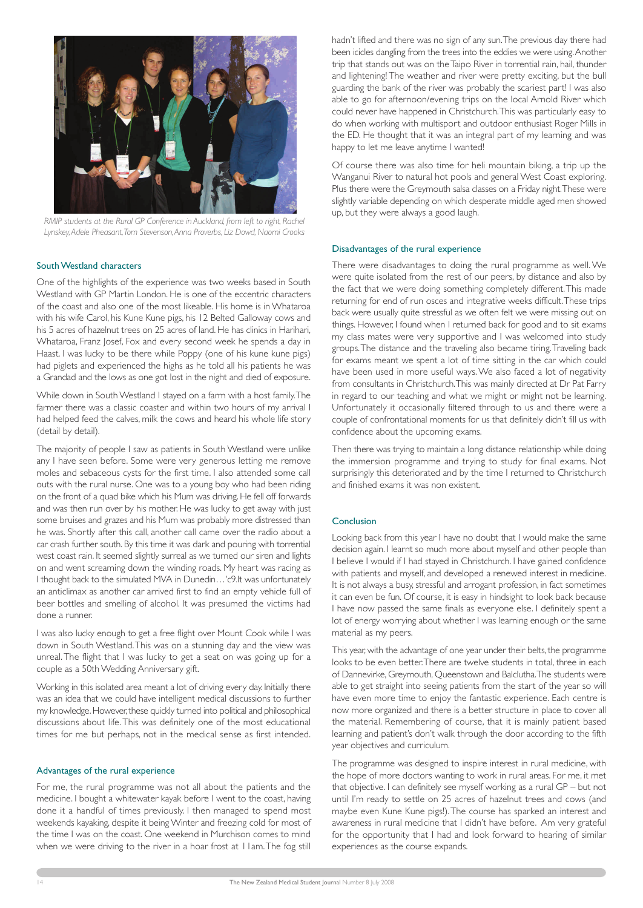RMIP students at the Rural GP Conference in Auckland, from left to right, Rachel Lynskey, Adele Pheasant, Tom Stevenson, Anna Proverbs, Liz Dowd, Naomi Crooks

## South Westland characters

One of the highlights of the experience was two weeks based in South Westland with GP Martin London. He is one of the eccentric characters of the coast and also one of the most likeable. His home is in Whataroa with his wife Carol, his Kune Kune pigs, his 12 Belted Galloway cows and his 5 acres of hazelnut trees on 25 acres of land. He has clinics in Harihari, Whataroa, Franz Josef, Fox and every second week he spends a day in Haast. I was lucky to be there while Poppy (one of his kune kune pigs) had piglets and experienced the highs as he told all his patients he was a Grandad and the lows as one got lost in the night and died of exposure.

While down in South Westland I stayed on a farm with a host family. The farmer there was a classic coaster and within two hours of my arrival I had helped feed the calves, milk the cows and heard his whole life story (detail by detail).

The majority of people I saw as patients in South Westland were unlike any I have seen before. Some were very generous letting me remove moles and sebaceous cysts for the first time. I also attended some call outs with the rural nurse. One was to a young boy who had been riding on the front of a quad bike which his Mum was driving. He fell off forwards and was then run over by his mother. He was lucky to get away with just some bruises and grazes and his Mum was probably more distressed than he was. Shortly after this call, another call came over the radio about a car crash further south. By this time it was dark and pouring with torrential west coast rain. It seemed slightly surreal as we turned our siren and lights on and went screaming down the winding roads. My heart was racing as I thought back to the simulated MVA in Dunedin…'c9.It was unfortunately an anticlimax as another car arrived first to find an empty vehicle full of beer bottles and smelling of alcohol. It was presumed the victims had done a runner.

I was also lucky enough to get a free flight over Mount Cook while I was down in South Westland. This was on a stunning day and the view was unreal. The flight that I was lucky to get a seat on was going up for a couple as a 50th Wedding Anniversary gift.

Working in this isolated area meant a lot of driving every day. Initially there was an idea that we could have intelligent medical discussions to further my knowledge. However, these quickly turned into political and philosophical discussions about life. This was definitely one of the most educational times for me but perhaps, not in the medical sense as first intended.

## Advantages of the rural experience

For me, the rural programme was not all about the patients and the medicine. I bought a whitewater kayak before I went to the coast, having done it a handful of times previously. I then managed to spend most weekends kayaking, despite it being Winter and freezing cold for most of the time I was on the coast. One weekend in Murchison comes to mind when we were driving to the river in a hoar frost at 11am. The fog still hadn't lifted and there was no sign of any sun. The previous day there had been icicles dangling from the trees into the eddies we were using. Another trip that stands out was on the Taipo River in torrential rain, hail, thunder and lightening! The weather and river were pretty exciting, but the bull guarding the bank of the river was probably the scariest part! I was also able to go for afternoon/evening trips on the local Arnold River which could never have happened in Christchurch. This was particularly easy to do when working with multisport and outdoor enthusiast Roger Mills in the ED. He thought that it was an integral part of my learning and was happy to let me leave anytime I wanted!

Of course there was also time for heli mountain biking, a trip up the Wanganui River to natural hot pools and general West Coast exploring. Plus there were the Greymouth salsa classes on a Friday night. These were slightly variable depending on which desperate middle aged men showed up, but they were always a good laugh.

## Disadvantages of the rural experience

There were disadvantages to doing the rural programme as well. We were quite isolated from the rest of our peers, by distance and also by the fact that we were doing something completely different. This made returning for end of run osces and integrative weeks difficult. These trips back were usually quite stressful as we often felt we were missing out on things. However, I found when I returned back for good and to sit exams my class mates were very supportive and I was welcomed into study groups. The distance and the traveling also became tiring. Traveling back for exams meant we spent a lot of time sitting in the car which could have been used in more useful ways. We also faced a lot of negativity from consultants in Christchurch. This was mainly directed at Dr Pat Farry in regard to our teaching and what we might or might not be learning. Unfortunately it occasionally filtered through to us and there were a couple of confrontational moments for us that definitely didn't fill us with confidence about the upcoming exams.

Then there was trying to maintain a long distance relationship while doing the immersion programme and trying to study for final exams. Not surprisingly this deteriorated and by the time I returned to Christchurch and finished exams it was non existent.

## Conclusion

Looking back from this year I have no doubt that I would make the same decision again. I learnt so much more about myself and other people than I believe I would if I had stayed in Christchurch. I have gained confidence with patients and myself, and developed a renewed interest in medicine. It is not always a busy, stressful and arrogant profession, in fact sometimes it can even be fun. Of course, it is easy in hindsight to look back because I have now passed the same finals as everyone else. I definitely spent a lot of energy worrying about whether I was learning enough or the same material as my peers.

This year, with the advantage of one year under their belts, the programme looks to be even better. There are twelve students in total, three in each of Dannevirke, Greymouth, Queenstown and Balclutha. The students were able to get straight into seeing patients from the start of the year so will have even more time to enjoy the fantastic experience. Each centre is now more organized and there is a better structure in place to cover all the material. Remembering of course, that it is mainly patient based learning and patient's don't walk through the door according to the fifth year objectives and curriculum.

The programme was designed to inspire interest in rural medicine, with the hope of more doctors wanting to work in rural areas. For me, it met that objective. I can definitely see myself working as a rural GP – but not until I'm ready to settle on 25 acres of hazelnut trees and cows (and maybe even Kune Kune pigs!). The course has sparked an interest and awareness in rural medicine that I didn't have before. Am very grateful for the opportunity that I had and look forward to hearing of similar experiences as the course expands.